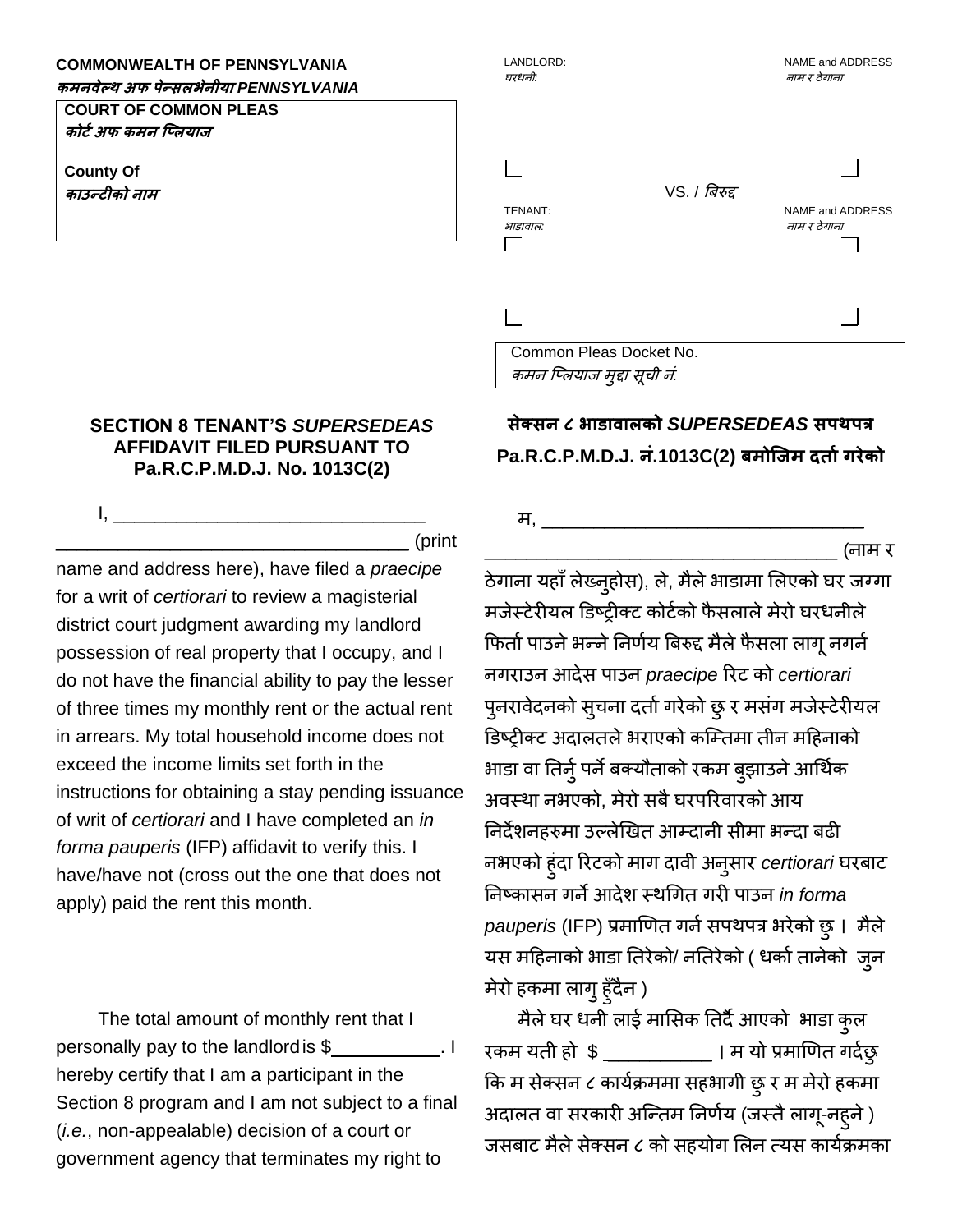**COMMONWEALTH OF PENNSYLVANIA**
***कमनवेल्थ अफ पेन्सलभेनीया PENNSYLVANIA***

**COURT OF COMMON PLEAS**
***कोर्ट अफ कमन प्लियाज***

**County Of**
***काउन्टीको नाम***

LANDLORD: NAME and ADDRESS
*घरधनी: नाम र ठेगाना*

VS. / *बिरुद्द*

TENANT: NAME and ADDRESS
*भाडावाल: नाम र ठेगाना*

Common Pleas Docket No.
*कमन प्लियाज मुद्दा सूची नं.*

## SECTION 8 TENANT'S *SUPERSEDEAS* AFFIDAVIT FILED PURSUANT TO Pa.R.C.P.M.D.J. No. 1013C(2)

I, ______________________________ __________________________________ (print name and address here), have filed a *praecipe* for a writ of *certiorari* to review a magisterial district court judgment awarding my landlord possession of real property that I occupy, and I do not have the financial ability to pay the lesser of three times my monthly rent or the actual rent in arrears. My total household income does not exceed the income limits set forth in the instructions for obtaining a stay pending issuance of writ of *certiorari* and I have completed an *in forma pauperis* (IFP) affidavit to verify this. I have/have not (cross out the one that does not apply) paid the rent this month.

The total amount of monthly rent that I personally pay to the landlord is $__________. I hereby certify that I am a participant in the Section 8 program and I am not subject to a final (*i.e.*, non-appealable) decision of a court or government agency that terminates my right to

## सेक्सन ८ भाडावालको *SUPERSEDEAS* सपथपत्र Pa.R.C.P.M.D.J. नं.1013C(2) बमोजिम दर्ता गरेको

म, ________________________________ ___________________________________ (नाम र ठेगाना यहाँ लेख्नुहोस), ले, मैले भाडामा लिएको घर जग्गा मजेस्टेरीयल डिष्ट्रीक्ट कोर्टको फैसलाले मेरो घरधनीले फिर्ता पाउने भन्ने निर्णय बिरुद्द मैले फैसला लागू नगर्न नगराउन आदेस पाउन *praecipe* रिट को *certiorari* पुनरावेदनको सुचना दर्ता गरेको छु र मसंग मजेस्टेरीयल डिष्ट्रीक्ट अदालतले भराएको कम्तिमा तीन महिनाको भाडा वा तिर्नु पर्ने बक्यौताको रकम बुझाउने आर्थिक अवस्था नभएको, मेरो सबै घरपरिवारको आय निर्देशनहरुमा उल्लेखित आम्दानी सीमा भन्दा बढी नभएको हुंदा रिटको माग दावी अनुसार *certiorari* घरबाट निष्कासन गर्ने आदेश स्थगित गरी पाउन *in forma pauperis* (IFP) प्रमाणित गर्न सपथपत्र भरेको छु। मैले यस महिनाको भाडा तिरेको/ नतिरेको ( धर्का तानेको जुन मेरो हकमा लागु हुँदैन )

मैले घर धनी लाई मासिक तिर्दै आएको भाडा कुल रकम यती हो $ __________ । म यो प्रमाणित गर्दछु कि म सेक्सन ८ कार्यक्रममा सहभागी छु र म मेरो हकमा अदालत वा सरकारी अन्तिम निर्णय (जस्तै लागू-नहुने ) जसबाट मैले सेक्सन ८ को सहयोग लिन त्यस कार्यक्रमका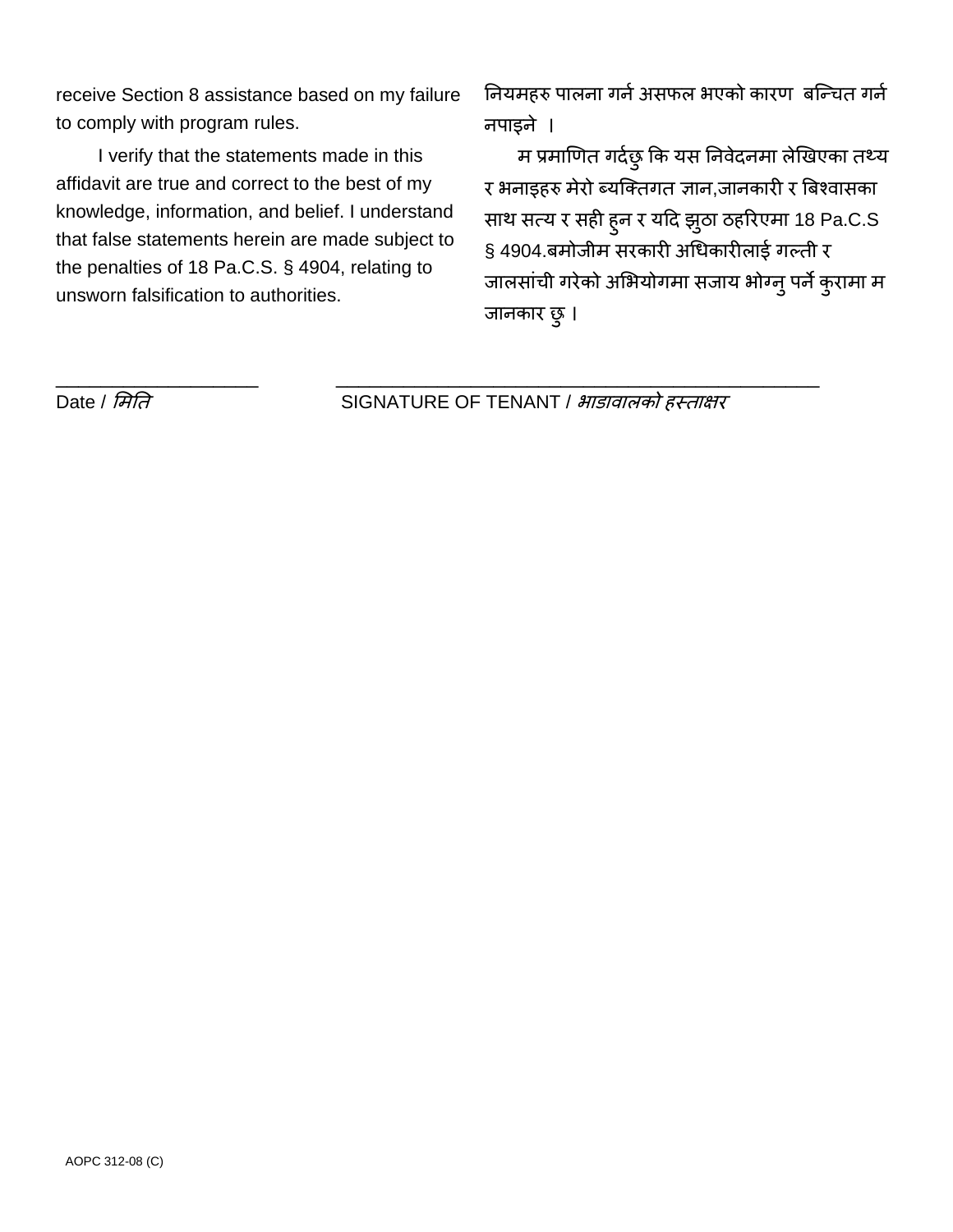receive Section 8 assistance based on my failure to comply with program rules.

I verify that the statements made in this affidavit are true and correct to the best of my knowledge, information, and belief. I understand that false statements herein are made subject to the penalties of 18 Pa.C.S. § 4904, relating to unsworn falsification to authorities.

नियमहरु पालना गर्न असफल भएको कारण बन्चित गर्न नपाइने ।

म प्रमाणित गर्दछु कि यस निवेदनमा लेखिएका तथ्य र भनाइहरु मेरो ब्यक्तिगत ज्ञान,जानकारी र बिश्वासका साथ सत्य र सही हुन र यदि झुठा ठहरिएमा 18 Pa.C.S § 4904.बमोजीम सरकारी अधिकारीलाई गल्ती र जालसांची गरेको अभियोगमा सजाय भोग्नु पर्ने कुरामा म जानकार छु ।

____________________ ______________________________________________

Date / *मिति* SIGNATURE OF TENANT / *भाडावालको हस्ताक्षर*

AOPC 312-08 (C)